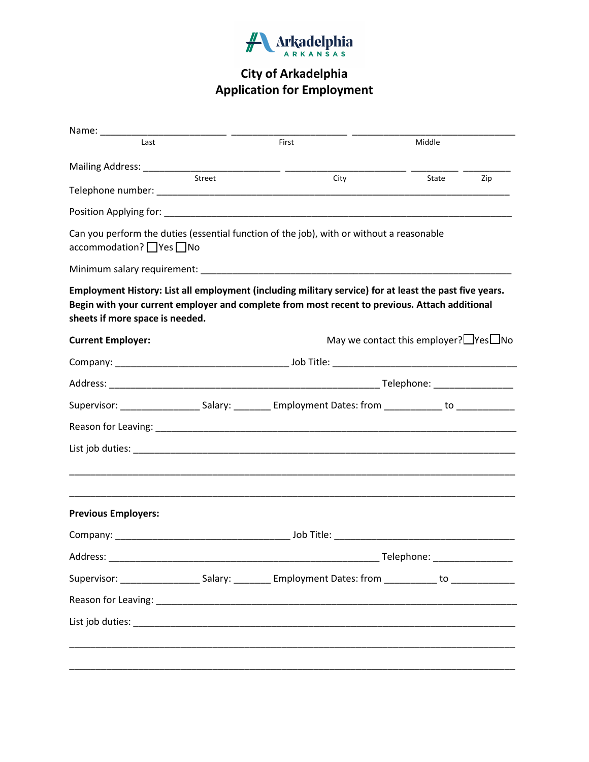Arkadelphia
ARKANSAS

# City of Arkadelphia
# Application for Employment

Name: ________________________ ______________________ ______________________________
Last First Middle

Mailing Address: __________________________ _______________________ _________ _________
Street City State Zip

Telephone number: ________________________________________________________________

Position Applying for: ______________________________________________________________

Can you perform the duties (essential function of the job), with or without a reasonable accommodation? ☐Yes ☐No

Minimum salary requirement: ___________________________________________________________

**Employment History: List all employment (including military service) for at least the past five years. Begin with your current employer and complete from most recent to previous. Attach additional sheets if more space is needed.**

**Current Employer:** May we contact this employer? ☐Yes ☐No

Company: ________________________________ Job Title: __________________________________

Address: ___________________________________________________ Telephone: _______________

Supervisor: _______________ Salary: _______ Employment Dates: from ___________ to ___________

Reason for Leaving: _________________________________________________________________

List job duties: ____________________________________________________________________

_________________________________________________________________________________

_________________________________________________________________________________

**Previous Employers:**

Company: _________________________________ Job Title: __________________________________

Address: ___________________________________________________ Telephone: _______________

Supervisor: _______________ Salary: _______ Employment Dates: from __________ to ____________

Reason for Leaving: _________________________________________________________________

List job duties: ____________________________________________________________________

_________________________________________________________________________________

_________________________________________________________________________________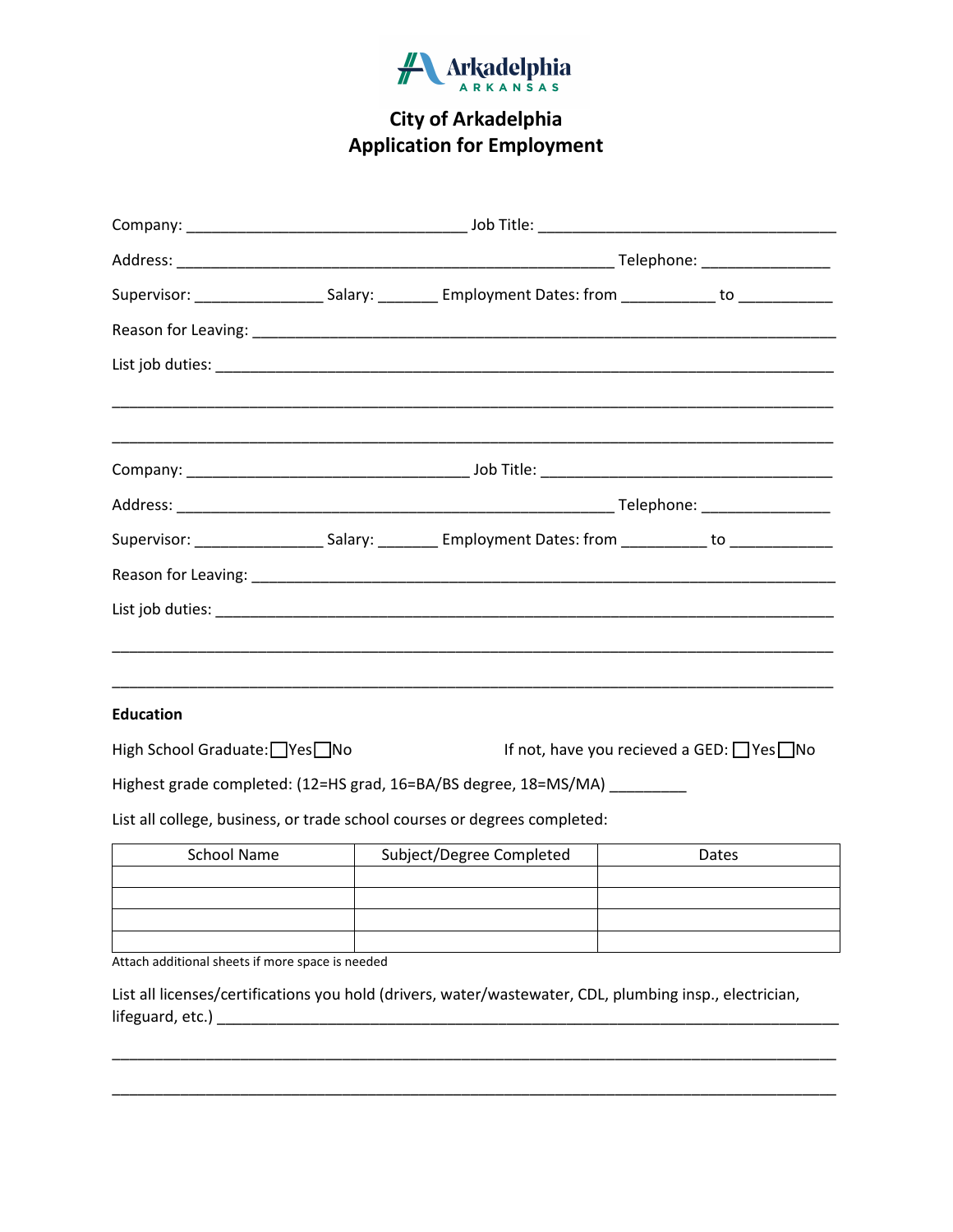# City of Arkadelphia
## Application for Employment

Company: _________________________________ Job Title: ___________________________________

Address: ____________________________________________________ Telephone: _______________

Supervisor: _______________ Salary: _______ Employment Dates: from ___________ to ___________

Reason for Leaving: _____________________________________________________________________

List job duties: _________________________________________________________________________

_____________________________________________________________________________________

_____________________________________________________________________________________

Company: _________________________________ Job Title: ___________________________________

Address: ____________________________________________________ Telephone: _______________

Supervisor: _______________ Salary: _______ Employment Dates: from __________ to ____________

Reason for Leaving: _____________________________________________________________________

List job duties: _________________________________________________________________________

_____________________________________________________________________________________

_____________________________________________________________________________________

**Education**

High School Graduate: ☐Yes ☐No

If not, have you recieved a GED: ☐Yes ☐No

Highest grade completed: (12=HS grad, 16=BA/BS degree, 18=MS/MA) _________

List all college, business, or trade school courses or degrees completed:

| School Name | Subject/Degree Completed | Dates |
|---|---|---|
| | | |
| | | |
| | | |
| | | |

Attach additional sheets if more space is needed

List all licenses/certifications you hold (drivers, water/wastewater, CDL, plumbing insp., electrician, lifeguard, etc.) ___________________________________________________________________________

_____________________________________________________________________________________

_____________________________________________________________________________________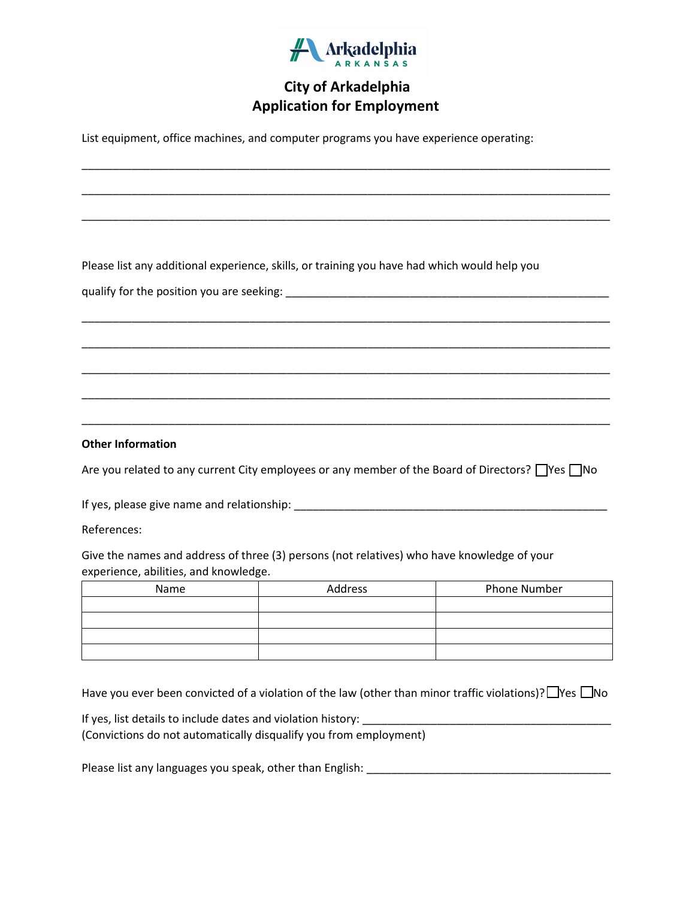# City of Arkadelphia
## Application for Employment

List equipment, office machines, and computer programs you have experience operating:

_______________________________________________________________________________

_______________________________________________________________________________

_______________________________________________________________________________

Please list any additional experience, skills, or training you have had which would help you qualify for the position you are seeking: ______________________________________________

_______________________________________________________________________________

_______________________________________________________________________________

_______________________________________________________________________________

_______________________________________________________________________________

_______________________________________________________________________________

**Other Information**

Are you related to any current City employees or any member of the Board of Directors? ☐Yes ☐No

If yes, please give name and relationship: ______________________________________________

References:

Give the names and address of three (3) persons (not relatives) who have knowledge of your experience, abilities, and knowledge.

| Name | Address | Phone Number |
|---|---|---|
| | | |
| | | |
| | | |
| | | |

Have you ever been convicted of a violation of the law (other than minor traffic violations)? ☐Yes ☐No

If yes, list details to include dates and violation history: ____________________________________
(Convictions do not automatically disqualify you from employment)

Please list any languages you speak, other than English: ____________________________________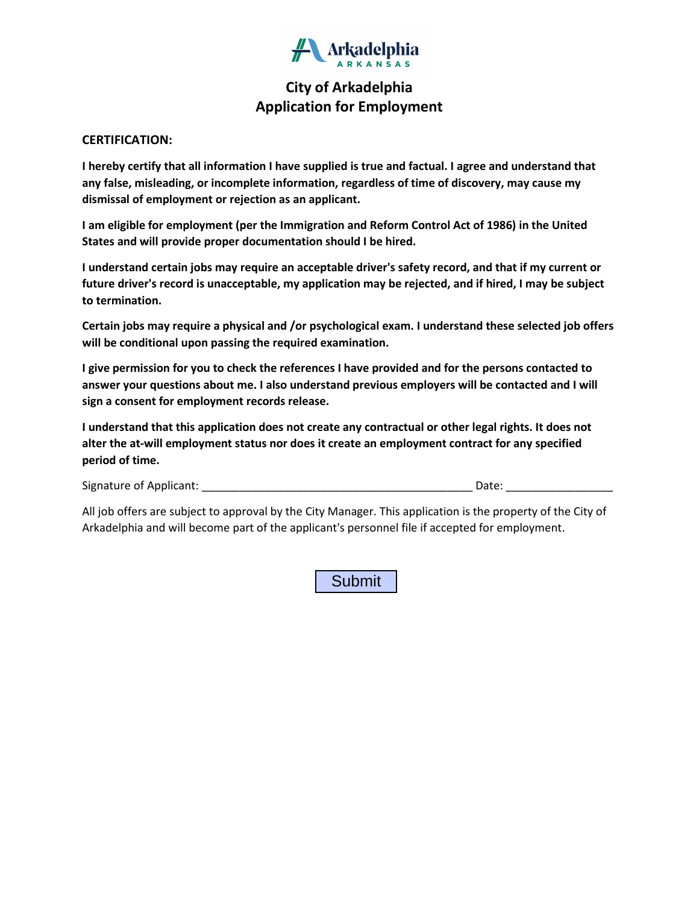Arkadelphia
ARKANSAS

# City of Arkadelphia
## Application for Employment

**CERTIFICATION:**

**I hereby certify that all information I have supplied is true and factual. I agree and understand that any false, misleading, or incomplete information, regardless of time of discovery, may cause my dismissal of employment or rejection as an applicant.**

**I am eligible for employment (per the Immigration and Reform Control Act of 1986) in the United States and will provide proper documentation should I be hired.**

**I understand certain jobs may require an acceptable driver's safety record, and that if my current or future driver's record is unacceptable, my application may be rejected, and if hired, I may be subject to termination.**

**Certain jobs may require a physical and /or psychological exam. I understand these selected job offers will be conditional upon passing the required examination.**

**I give permission for you to check the references I have provided and for the persons contacted to answer your questions about me. I also understand previous employers will be contacted and I will sign a consent for employment records release.**

**I understand that this application does not create any contractual or other legal rights. It does not alter the at-will employment status nor does it create an employment contract for any specified period of time.**

Signature of Applicant: _____________________________________________ Date: _________________

All job offers are subject to approval by the City Manager. This application is the property of the City of Arkadelphia and will become part of the applicant's personnel file if accepted for employment.

Submit